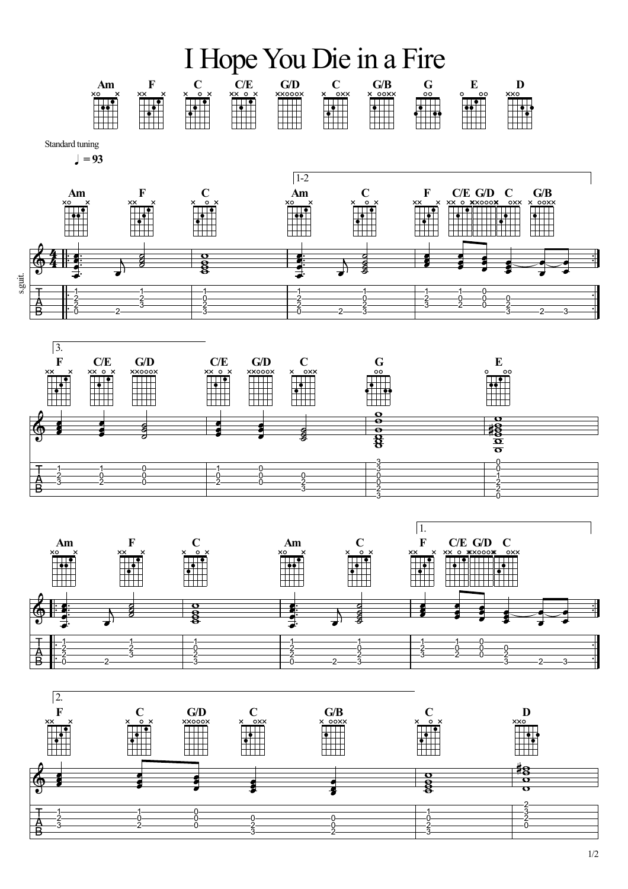# I Hope You Die in a Fire

Am F C C/E G/D C G/B G E D

Standard tuning

♩ = 93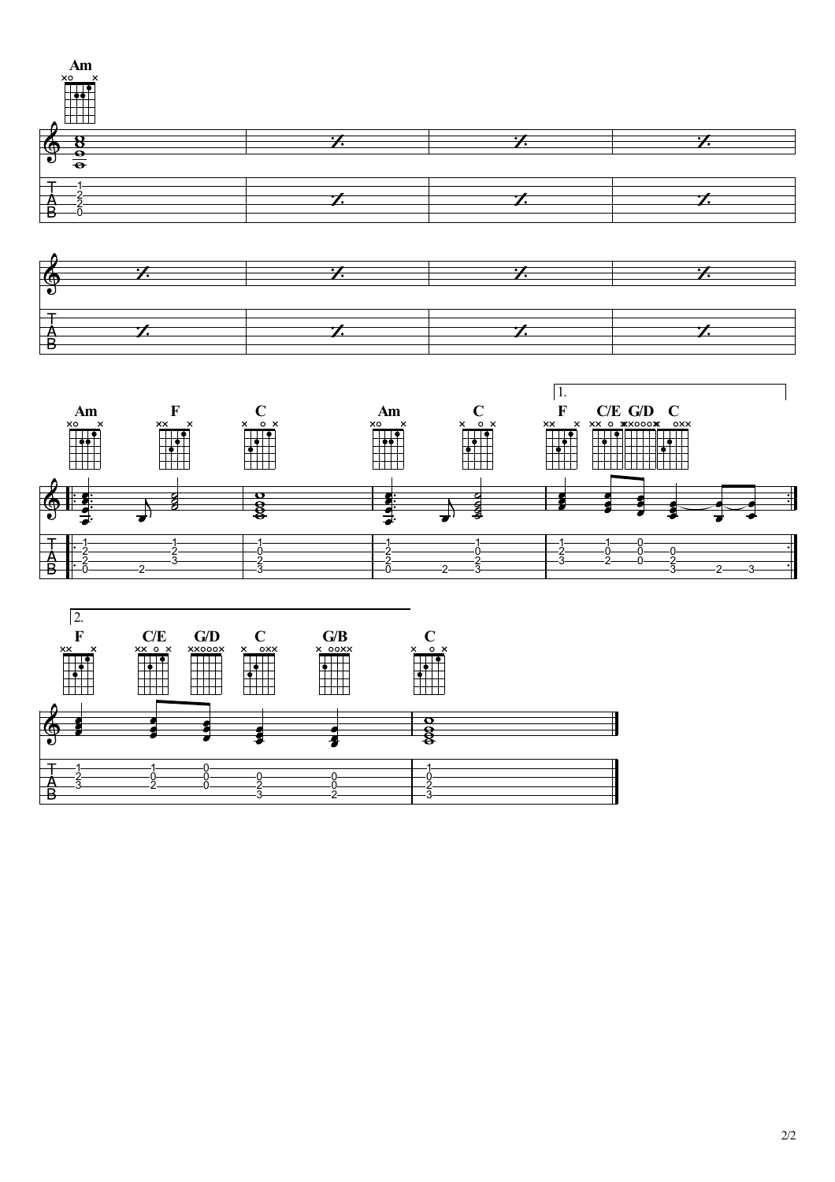Am

Am F C Am C

1.

F C/E G/D C

2.

F C/E G/D C G/B C